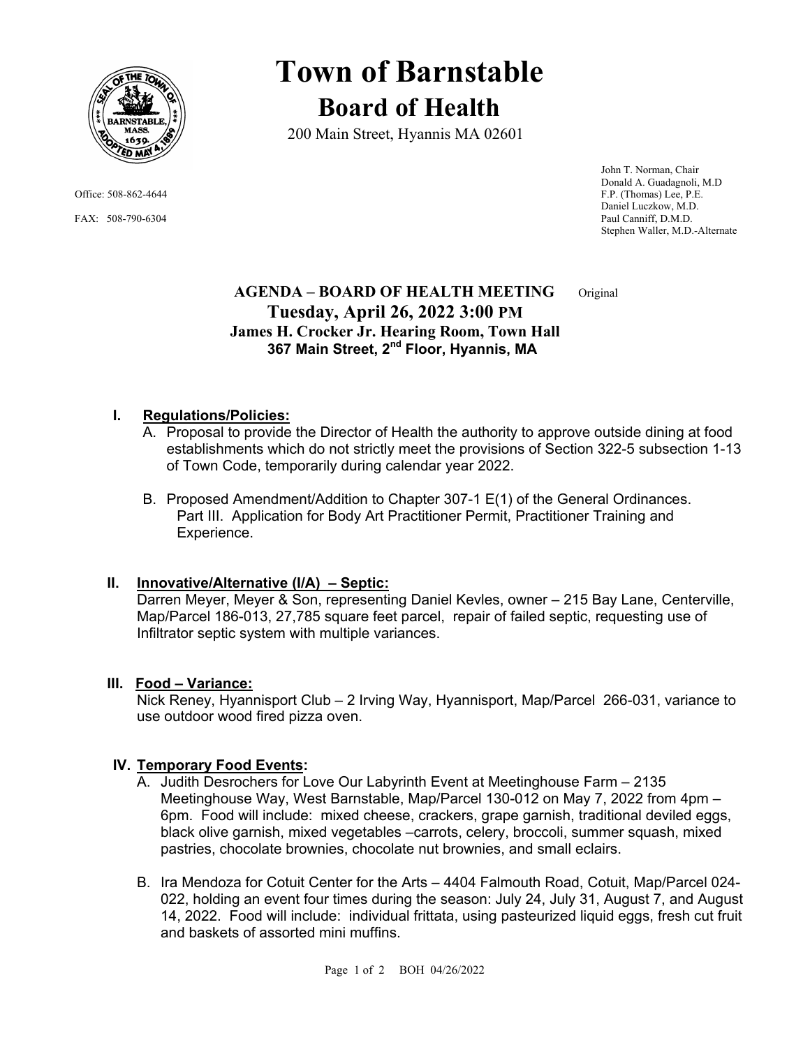# Town of Barnstable

## Board of Health

200 Main Street, Hyannis MA 02601

Office: 508-862-4644

FAX: 508-790-6304

John T. Norman, Chair
Donald A. Guadagnoli, M.D
F.P. (Thomas) Lee, P.E.
Daniel Luczkow, M.D.
Paul Canniff, D.M.D.
Stephen Waller, M.D.-Alternate

### AGENDA – BOARD OF HEALTH MEETING

Original

### Tuesday, April 26, 2022 3:00 PM

**James H. Crocker Jr. Hearing Room, Town Hall**
**367 Main Street, 2nd Floor, Hyannis, MA**

**I. Regulations/Policies:**

A. Proposal to provide the Director of Health the authority to approve outside dining at food establishments which do not strictly meet the provisions of Section 322-5 subsection 1-13 of Town Code, temporarily during calendar year 2022.

B. Proposed Amendment/Addition to Chapter 307-1 E(1) of the General Ordinances. Part III. Application for Body Art Practitioner Permit, Practitioner Training and Experience.

**II. Innovative/Alternative (I/A) – Septic:**

Darren Meyer, Meyer & Son, representing Daniel Kevles, owner – 215 Bay Lane, Centerville, Map/Parcel 186-013, 27,785 square feet parcel, repair of failed septic, requesting use of Infiltrator septic system with multiple variances.

**III. Food – Variance:**

Nick Reney, Hyannisport Club – 2 Irving Way, Hyannisport, Map/Parcel 266-031, variance to use outdoor wood fired pizza oven.

**IV. Temporary Food Events:**

A. Judith Desrochers for Love Our Labyrinth Event at Meetinghouse Farm – 2135 Meetinghouse Way, West Barnstable, Map/Parcel 130-012 on May 7, 2022 from 4pm – 6pm. Food will include: mixed cheese, crackers, grape garnish, traditional deviled eggs, black olive garnish, mixed vegetables –carrots, celery, broccoli, summer squash, mixed pastries, chocolate brownies, chocolate nut brownies, and small eclairs.

B. Ira Mendoza for Cotuit Center for the Arts – 4404 Falmouth Road, Cotuit, Map/Parcel 024-022, holding an event four times during the season: July 24, July 31, August 7, and August 14, 2022. Food will include: individual frittata, using pasteurized liquid eggs, fresh cut fruit and baskets of assorted mini muffins.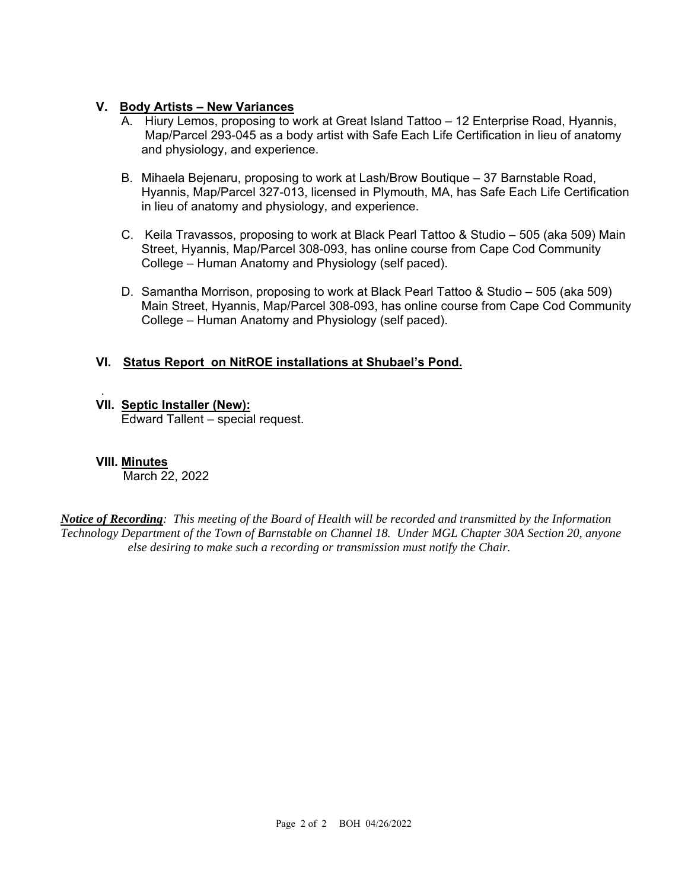## V. Body Artists – New Variances

A. Hiury Lemos, proposing to work at Great Island Tattoo – 12 Enterprise Road, Hyannis, Map/Parcel 293-045 as a body artist with Safe Each Life Certification in lieu of anatomy and physiology, and experience.

B. Mihaela Bejenaru, proposing to work at Lash/Brow Boutique – 37 Barnstable Road, Hyannis, Map/Parcel 327-013, licensed in Plymouth, MA, has Safe Each Life Certification in lieu of anatomy and physiology, and experience.

C. Keila Travassos, proposing to work at Black Pearl Tattoo & Studio – 505 (aka 509) Main Street, Hyannis, Map/Parcel 308-093, has online course from Cape Cod Community College – Human Anatomy and Physiology (self paced).

D. Samantha Morrison, proposing to work at Black Pearl Tattoo & Studio – 505 (aka 509) Main Street, Hyannis, Map/Parcel 308-093, has online course from Cape Cod Community College – Human Anatomy and Physiology (self paced).

## VI. Status Report on NitROE installations at Shubael's Pond.

## VII. Septic Installer (New):

Edward Tallent – special request.

## VIII. Minutes

March 22, 2022

***Notice of Recording**: This meeting of the Board of Health will be recorded and transmitted by the Information Technology Department of the Town of Barnstable on Channel 18. Under MGL Chapter 30A Section 20, anyone else desiring to make such a recording or transmission must notify the Chair.*